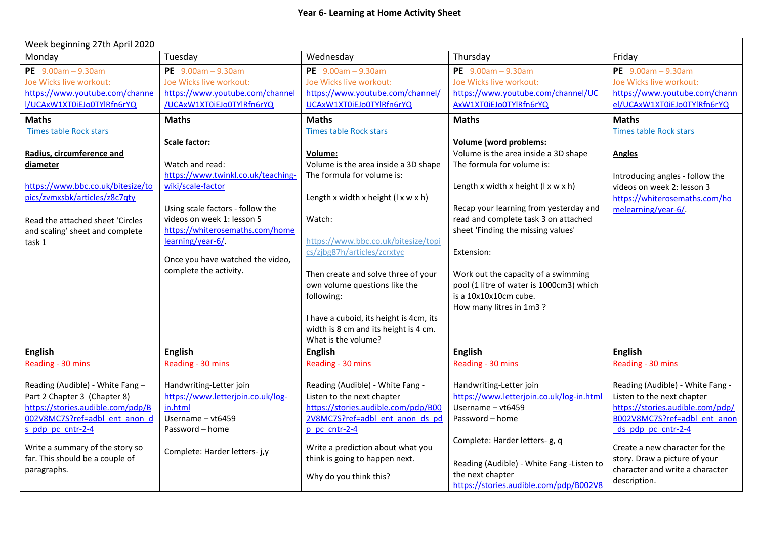# Year 6- Learning at Home Activity Sheet

| Week beginning 27th April 2020 | | | | |
|---|---|---|---|---|
| Monday | Tuesday | Wednesday | Thursday | Friday |
| **PE** 9.00am – 9.30am<br>Joe Wicks live workout:<br>https://www.youtube.com/channel/UCAxW1XT0iEJo0TYlRfn6rYQ | **PE** 9.00am – 9.30am<br>Joe Wicks live workout:<br>https://www.youtube.com/channel/UCAxW1XT0iEJo0TYlRfn6rYQ | **PE** 9.00am – 9.30am<br>Joe Wicks live workout:<br>https://www.youtube.com/channel/UCAxW1XT0iEJo0TYlRfn6rYQ | **PE** 9.00am – 9.30am<br>Joe Wicks live workout:<br>https://www.youtube.com/channel/UCAxW1XT0iEJo0TYlRfn6rYQ | **PE** 9.00am – 9.30am<br>Joe Wicks live workout:<br>https://www.youtube.com/channel/UCAxW1XT0iEJo0TYlRfn6rYQ |
| **Maths**<br>Times table Rock stars<br><br>**Radius, circumference and diameter**<br><br>https://www.bbc.co.uk/bitesize/topics/zvmxsbk/articles/z8c7qty<br><br>Read the attached sheet 'Circles and scaling' sheet and complete task 1 | **Maths**<br><br>**Scale factor:**<br><br>Watch and read:<br>https://www.twinkl.co.uk/teaching-wiki/scale-factor<br><br>Using scale factors - follow the videos on week 1: lesson 5<br>https://whiterosemaths.com/homelearning/year-6/.<br><br>Once you have watched the video, complete the activity. | **Maths**<br>Times table Rock stars<br><br>**Volume:**<br>Volume is the area inside a 3D shape<br>The formula for volume is:<br><br>Length x width x height (l x w x h)<br><br>Watch:<br><br>https://www.bbc.co.uk/bitesize/topics/zjbg87h/articles/zcrxtyc<br><br>Then create and solve three of your own volume questions like the following:<br><br>I have a cuboid, its height is 4cm, its width is 8 cm and its height is 4 cm. What is the volume? | **Maths**<br><br>**Volume (word problems:**<br>Volume is the area inside a 3D shape<br>The formula for volume is:<br><br>Length x width x height (l x w x h)<br><br>Recap your learning from yesterday and read and complete task 3 on attached sheet 'Finding the missing values'<br><br>Extension:<br><br>Work out the capacity of a swimming pool (1 litre of water is 1000cm3) which is a 10x10x10cm cube.<br>How many litres in 1m3 ? | **Maths**<br>Times table Rock stars<br><br>**Angles**<br><br>Introducing angles - follow the videos on week 2: lesson 3<br>https://whiterosemaths.com/homelearning/year-6/. |
| **English**<br>Reading - 30 mins<br><br>Reading (Audible) - White Fang – Part 2 Chapter 3 (Chapter 8)<br>https://stories.audible.com/pdp/B002V8MC7S?ref=adbl_ent_anon_ds_pdp_pc_cntr-2-4<br><br>Write a summary of the story so far. This should be a couple of paragraphs. | **English**<br>Reading - 30 mins<br><br>Handwriting-Letter join<br>https://www.letterjoin.co.uk/log-in.html<br>Username – vt6459<br>Password – home<br><br>Complete: Harder letters- j,y | **English**<br>Reading - 30 mins<br><br>Reading (Audible) - White Fang - Listen to the next chapter<br>https://stories.audible.com/pdp/B002V8MC7S?ref=adbl_ent_anon_ds_pdp_pc_cntr-2-4<br><br>Write a prediction about what you think is going to happen next.<br><br>Why do you think this? | **English**<br>Reading - 30 mins<br><br>Handwriting-Letter join<br>https://www.letterjoin.co.uk/log-in.html<br>Username – vt6459<br>Password – home<br><br>Complete: Harder letters- g, q<br><br>Reading (Audible) - White Fang -Listen to the next chapter<br>https://stories.audible.com/pdp/B002V8 | **English**<br>Reading - 30 mins<br><br>Reading (Audible) - White Fang - Listen to the next chapter<br>https://stories.audible.com/pdp/B002V8MC7S?ref=adbl_ent_anon_ds_pdp_pc_cntr-2-4<br><br>Create a new character for the story. Draw a picture of your character and write a character description. |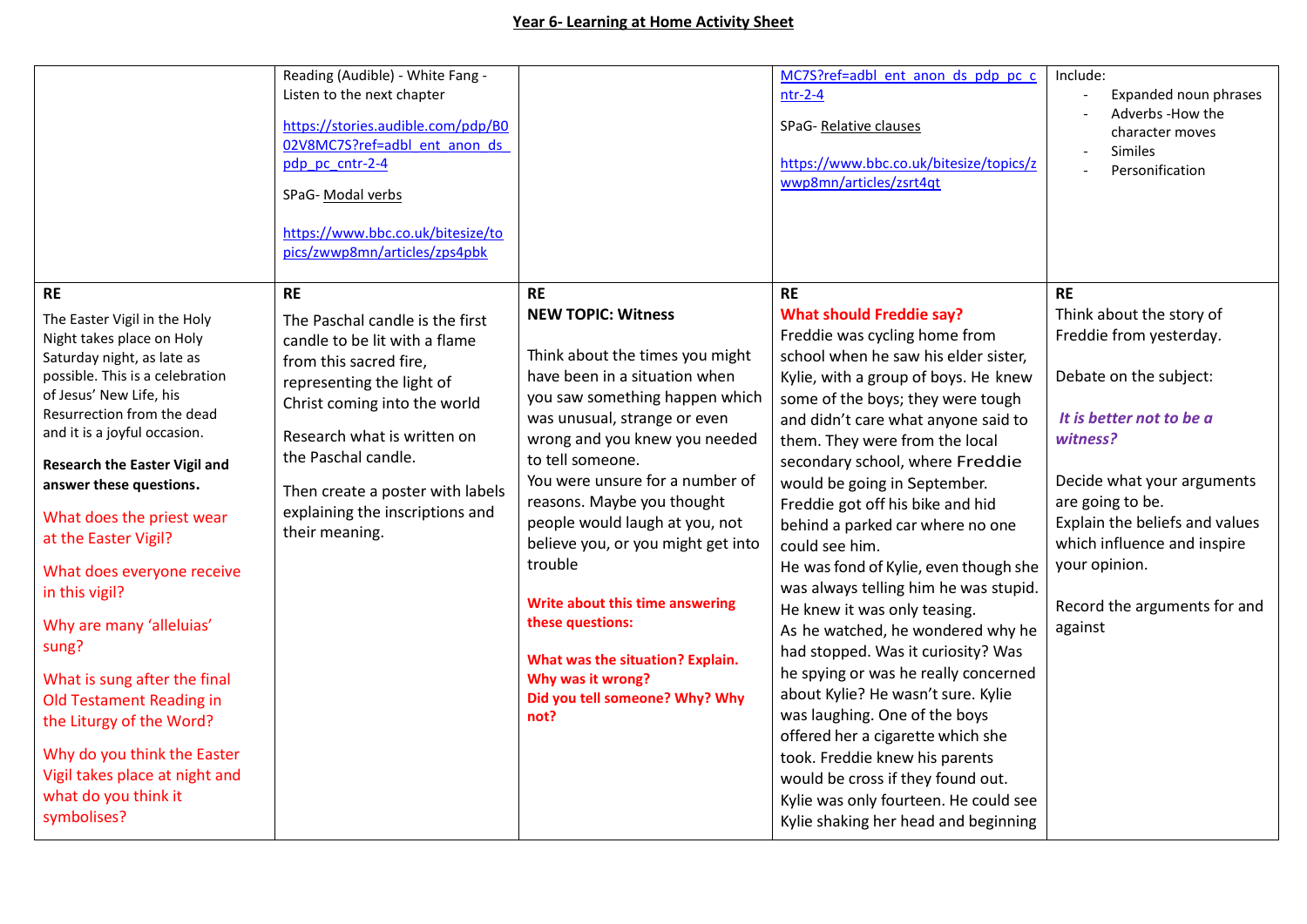## Year 6- Learning at Home Activity Sheet

| | | | | |
|---|---|---|---|---|
| | Reading (Audible) - White Fang - Listen to the next chapter<br><br>https://stories.audible.com/pdp/B002V8MC7S?ref=adbl_ent_anon_ds_pdp_pc_cntr-2-4<br><br>SPaG- Modal verbs<br><br>https://www.bbc.co.uk/bitesize/topics/zwwp8mn/articles/zps4pbk | | MC7S?ref=adbl_ent_anon_ds_pdp_pc_cntr-2-4<br><br>SPaG- Relative clauses<br><br>https://www.bbc.co.uk/bitesize/topics/zwwp8mn/articles/zsrt4qt | Include:<br>- Expanded noun phrases<br>- Adverbs -How the character moves<br>- Similes<br>- Personification |
| **RE**<br><br>The Easter Vigil in the Holy Night takes place on Holy Saturday night, as late as possible. This is a celebration of Jesus' New Life, his Resurrection from the dead and it is a joyful occasion.<br><br>**Research the Easter Vigil and answer these questions.**<br><br>What does the priest wear at the Easter Vigil?<br><br>What does everyone receive in this vigil?<br><br>Why are many 'alleluias' sung?<br><br>What is sung after the final Old Testament Reading in the Liturgy of the Word?<br><br>Why do you think the Easter Vigil takes place at night and what do you think it symbolises? | **RE**<br><br>The Paschal candle is the first candle to be lit with a flame from this sacred fire, representing the light of Christ coming into the world<br><br>Research what is written on the Paschal candle.<br><br>Then create a poster with labels explaining the inscriptions and their meaning. | **RE**<br>**NEW TOPIC: Witness**<br><br>Think about the times you might have been in a situation when you saw something happen which was unusual, strange or even wrong and you knew you needed to tell someone.<br>You were unsure for a number of reasons. Maybe you thought people would laugh at you, not believe you, or you might get into trouble<br><br>**Write about this time answering these questions:**<br><br>**What was the situation? Explain.**<br>**Why was it wrong?**<br>**Did you tell someone? Why? Why not?** | **RE**<br>**What should Freddie say?**<br>Freddie was cycling home from school when he saw his elder sister, Kylie, with a group of boys. He knew some of the boys; they were tough and didn't care what anyone said to them. They were from the local secondary school, where Freddie would be going in September. Freddie got off his bike and hid behind a parked car where no one could see him.<br>He was fond of Kylie, even though she was always telling him he was stupid. He knew it was only teasing.<br>As he watched, he wondered why he had stopped. Was it curiosity? Was he spying or was he really concerned about Kylie? He wasn't sure. Kylie was laughing. One of the boys offered her a cigarette which she took. Freddie knew his parents would be cross if they found out. Kylie was only fourteen. He could see Kylie shaking her head and beginning | **RE**<br>Think about the story of Freddie from yesterday.<br><br>Debate on the subject:<br><br>***It is better not to be a witness?***<br><br>Decide what your arguments are going to be.<br>Explain the beliefs and values which influence and inspire your opinion.<br><br>Record the arguments for and against |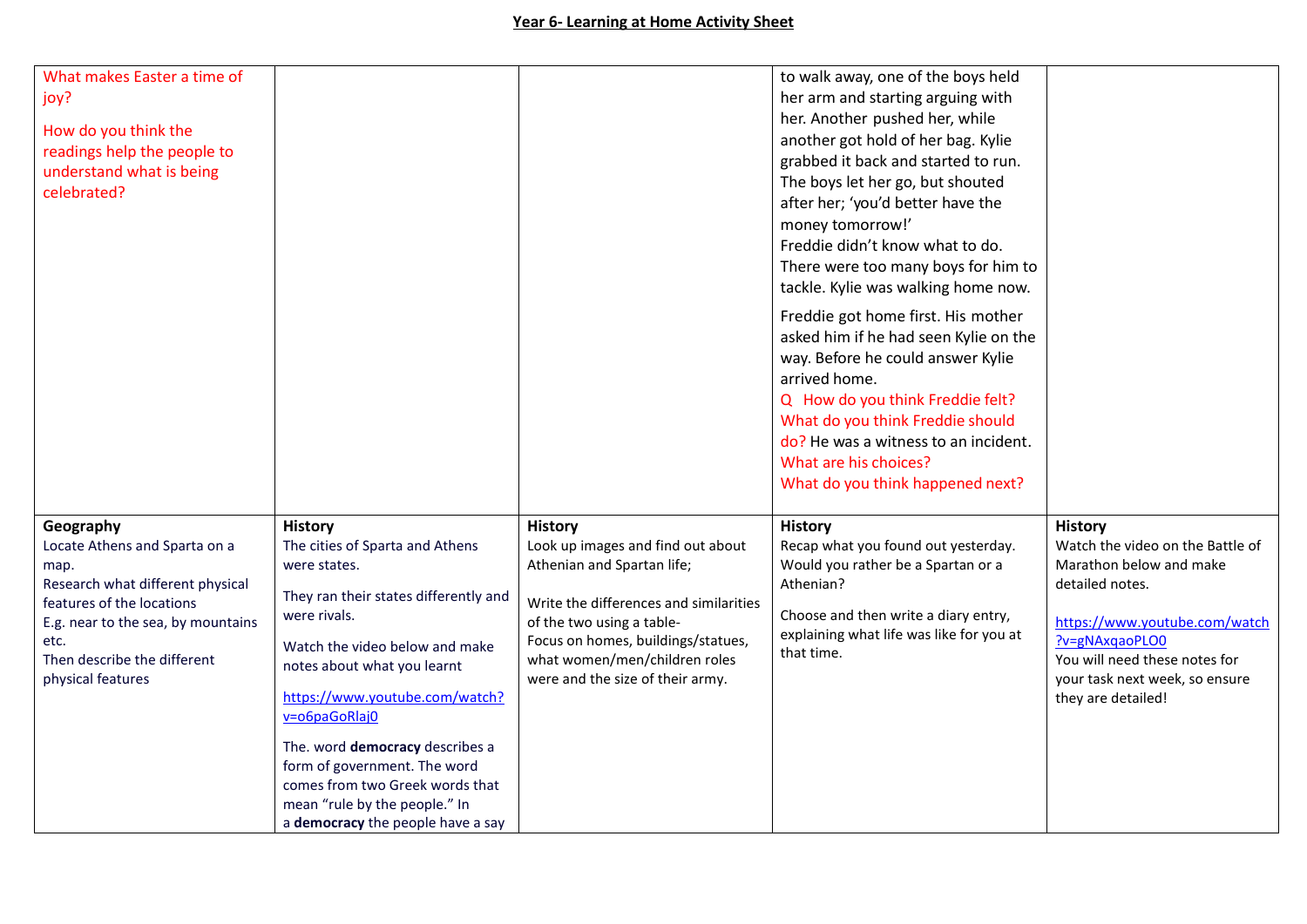# Year 6- Learning at Home Activity Sheet

| | | | | |
|---|---|---|---|---|
| What makes Easter a time of joy?<br><br>How do you think the readings help the people to understand what is being celebrated? | | | to walk away, one of the boys held her arm and starting arguing with her. Another pushed her, while another got hold of her bag. Kylie grabbed it back and started to run. The boys let her go, but shouted after her; 'you'd better have the money tomorrow!'<br>Freddie didn't know what to do. There were too many boys for him to tackle. Kylie was walking home now.<br><br>Freddie got home first. His mother asked him if he had seen Kylie on the way. Before he could answer Kylie arrived home.<br>Q How do you think Freddie felt? What do you think Freddie should do? He was a witness to an incident. What are his choices?<br>What do you think happened next? | |
| **Geography**<br>Locate Athens and Sparta on a map.<br>Research what different physical features of the locations<br>E.g. near to the sea, by mountains etc.<br>Then describe the different physical features | **History**<br>The cities of Sparta and Athens were states.<br><br>They ran their states differently and were rivals.<br><br>Watch the video below and make notes about what you learnt<br><br>https://www.youtube.com/watch?v=o6paGoRlaj0<br><br>The. word **democracy** describes a form of government. The word comes from two Greek words that mean "rule by the people." In a **democracy** the people have a say | **History**<br>Look up images and find out about Athenian and Spartan life;<br><br>Write the differences and similarities of the two using a table-<br>Focus on homes, buildings/statues, what women/men/children roles were and the size of their army. | **History**<br>Recap what you found out yesterday. Would you rather be a Spartan or a Athenian?<br><br>Choose and then write a diary entry, explaining what life was like for you at that time. | **History**<br>Watch the video on the Battle of Marathon below and make detailed notes.<br><br>https://www.youtube.com/watch?v=gNAxqaoPLO0<br>You will need these notes for your task next week, so ensure they are detailed! |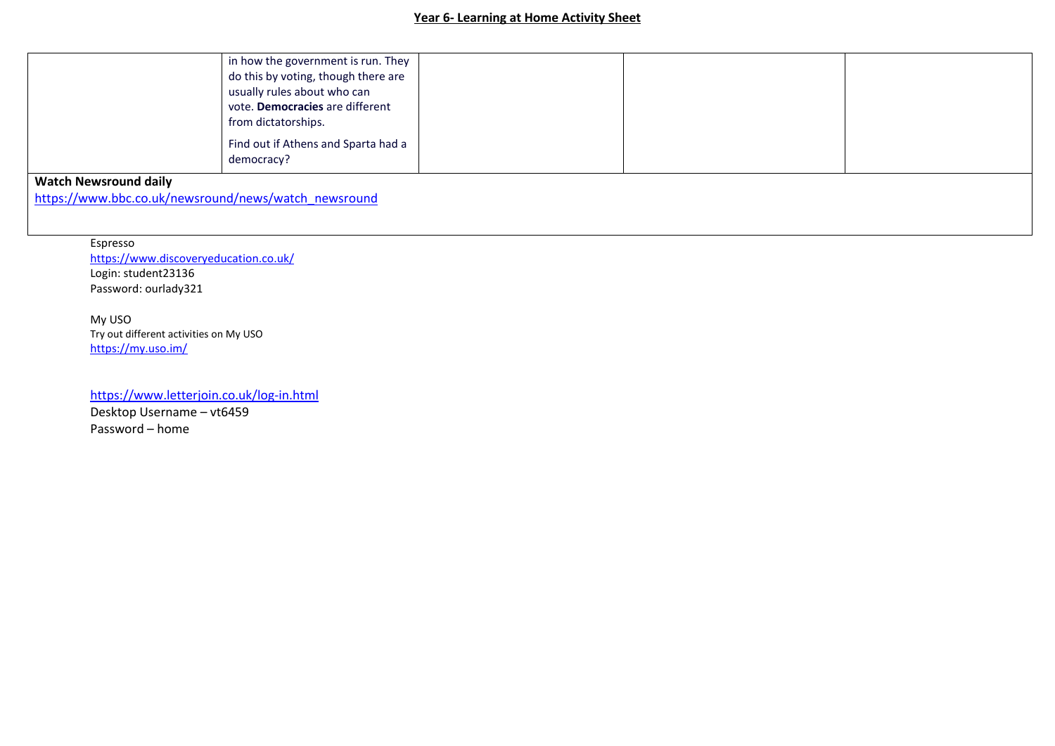## Year 6- Learning at Home Activity Sheet

| | | | | |
|---|---|---|---|---|
| | in how the government is run. They do this by voting, though there are usually rules about who can vote. **Democracies** are different from dictatorships.<br><br>Find out if Athens and Sparta had a democracy? | | | |
| **Watch Newsround daily**<br>https://www.bbc.co.uk/newsround/news/watch_newsround | | | | |

Espresso
https://www.discoveryeducation.co.uk/
Login: student23136
Password: ourlady321

My USO
Try out different activities on My USO
https://my.uso.im/

https://www.letterjoin.co.uk/log-in.html
Desktop Username – vt6459
Password – home